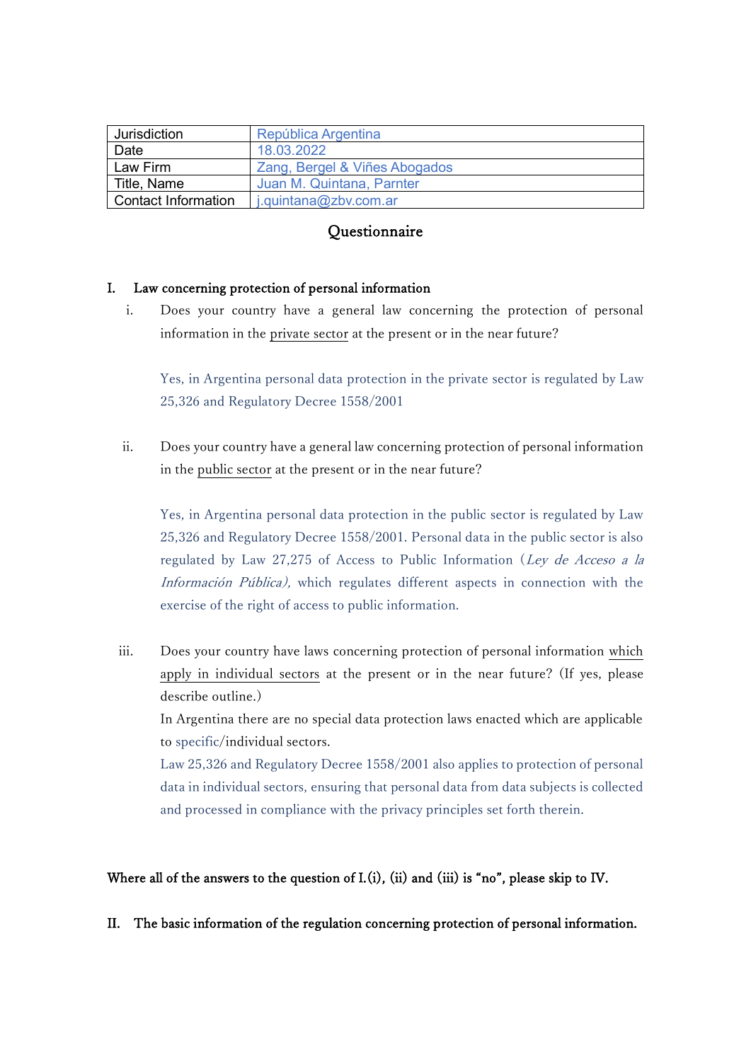| Jurisdiction | República Argentina |
| --- | --- |
| Date | 18.03.2022 |
| Law Firm | Zang, Bergel & Viñes Abogados |
| Title, Name | Juan M. Quintana, Parnter |
| Contact Information | j.quintana@zbv.com.ar |

# Questionnaire

## I. Law concerning protection of personal information

i. Does your country have a general law concerning the protection of personal information in the private sector at the present or in the near future?

Yes, in Argentina personal data protection in the private sector is regulated by Law 25,326 and Regulatory Decree 1558/2001

ii. Does your country have a general law concerning protection of personal information in the public sector at the present or in the near future?

Yes, in Argentina personal data protection in the public sector is regulated by Law 25,326 and Regulatory Decree 1558/2001. Personal data in the public sector is also regulated by Law 27,275 of Access to Public Information (*Ley de Acceso a la Información Pública),* which regulates different aspects in connection with the exercise of the right of access to public information.

iii. Does your country have laws concerning protection of personal information which apply in individual sectors at the present or in the near future? (If yes, please describe outline.)

In Argentina there are no special data protection laws enacted which are applicable to specific/individual sectors.

Law 25,326 and Regulatory Decree 1558/2001 also applies to protection of personal data in individual sectors, ensuring that personal data from data subjects is collected and processed in compliance with the privacy principles set forth therein.

**Where all of the answers to the question of I.(i), (ii) and (iii) is "no", please skip to IV.**

## II. The basic information of the regulation concerning protection of personal information.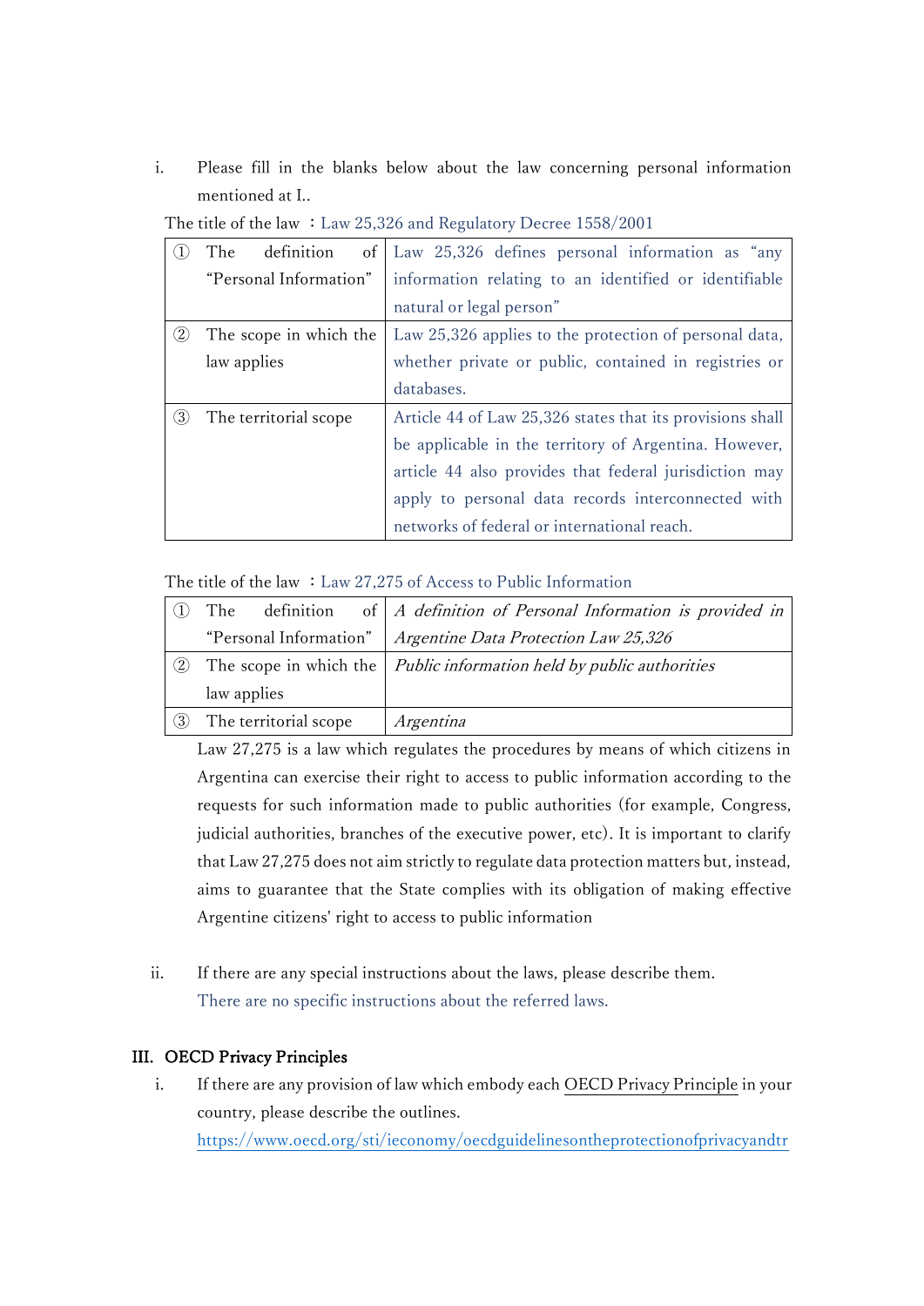i. Please fill in the blanks below about the law concerning personal information mentioned at I..

The title of the law ：Law 25,326 and Regulatory Decree 1558/2001

| | |
|---|---|
| ① The definition of "Personal Information" | Law 25,326 defines personal information as "any information relating to an identified or identifiable natural or legal person" |
| ② The scope in which the law applies | Law 25,326 applies to the protection of personal data, whether private or public, contained in registries or databases. |
| ③ The territorial scope | Article 44 of Law 25,326 states that its provisions shall be applicable in the territory of Argentina. However, article 44 also provides that federal jurisdiction may apply to personal data records interconnected with networks of federal or international reach. |

The title of the law ：Law 27,275 of Access to Public Information

| | |
|---|---|
| ① The definition of "Personal Information" | *A definition of Personal Information is provided in Argentine Data Protection Law 25,326* |
| ② The scope in which the law applies | *Public information held by public authorities* |
| ③ The territorial scope | *Argentina* |

Law 27,275 is a law which regulates the procedures by means of which citizens in Argentina can exercise their right to access to public information according to the requests for such information made to public authorities (for example, Congress, judicial authorities, branches of the executive power, etc). It is important to clarify that Law 27,275 does not aim strictly to regulate data protection matters but, instead, aims to guarantee that the State complies with its obligation of making effective Argentine citizens' right to access to public information

ii. If there are any special instructions about the laws, please describe them.

There are no specific instructions about the referred laws.

## III. OECD Privacy Principles

i. If there are any provision of law which embody each OECD Privacy Principle in your country, please describe the outlines.

https://www.oecd.org/sti/ieconomy/oecdguidelinesontheprotectionofprivacyandtr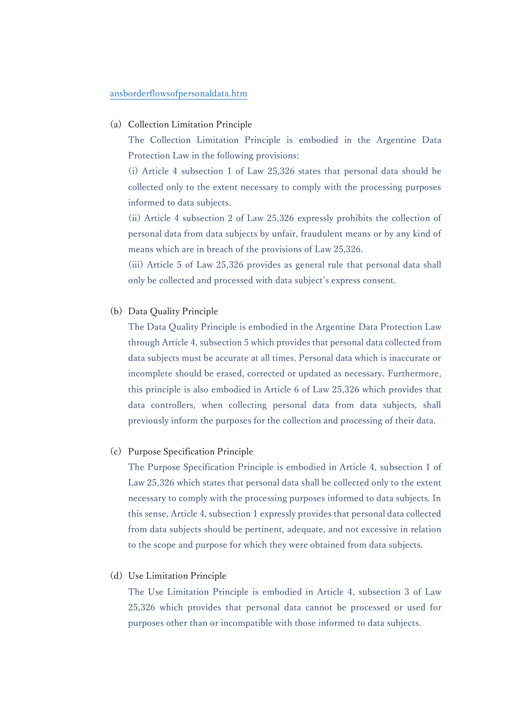ansborderflowsofpersonaldata.htm

(a) Collection Limitation Principle

The Collection Limitation Principle is embodied in the Argentine Data Protection Law in the following provisions:

(i) Article 4 subsection 1 of Law 25,326 states that personal data should be collected only to the extent necessary to comply with the processing purposes informed to data subjects.

(ii) Article 4 subsection 2 of Law 25,326 expressly prohibits the collection of personal data from data subjects by unfair, fraudulent means or by any kind of means which are in breach of the provisions of Law 25,326.

(iii) Article 5 of Law 25,326 provides as general rule that personal data shall only be collected and processed with data subject's express consent.

(b) Data Quality Principle

The Data Quality Principle is embodied in the Argentine Data Protection Law through Article 4, subsection 5 which provides that personal data collected from data subjects must be accurate at all times. Personal data which is inaccurate or incomplete should be erased, corrected or updated as necessary. Furthermore, this principle is also embodied in Article 6 of Law 25,326 which provides that data controllers, when collecting personal data from data subjects, shall previously inform the purposes for the collection and processing of their data.

(c) Purpose Specification Principle

The Purpose Specification Principle is embodied in Article 4, subsection 1 of Law 25,326 which states that personal data shall be collected only to the extent necessary to comply with the processing purposes informed to data subjects. In this sense, Article 4, subsection 1 expressly provides that personal data collected from data subjects should be pertinent, adequate, and not excessive in relation to the scope and purpose for which they were obtained from data subjects.

(d) Use Limitation Principle

The Use Limitation Principle is embodied in Article 4, subsection 3 of Law 25,326 which provides that personal data cannot be processed or used for purposes other than or incompatible with those informed to data subjects.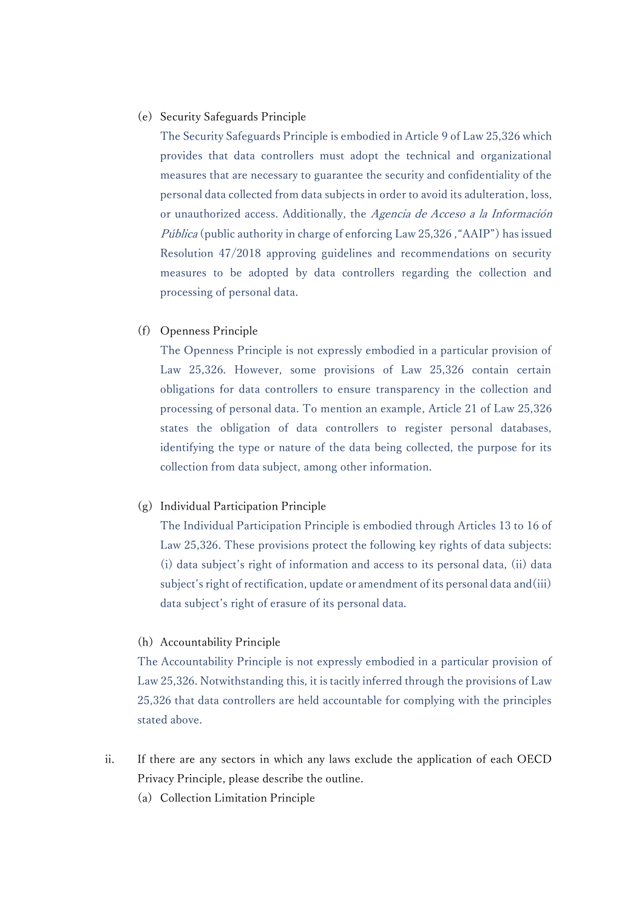(e) Security Safeguards Principle

The Security Safeguards Principle is embodied in Article 9 of Law 25,326 which provides that data controllers must adopt the technical and organizational measures that are necessary to guarantee the security and confidentiality of the personal data collected from data subjects in order to avoid its adulteration, loss, or unauthorized access. Additionally, the *Agencia de Acceso a la Información Pública* (public authority in charge of enforcing Law 25,326 ,"AAIP") has issued Resolution 47/2018 approving guidelines and recommendations on security measures to be adopted by data controllers regarding the collection and processing of personal data.

(f) Openness Principle

The Openness Principle is not expressly embodied in a particular provision of Law 25,326. However, some provisions of Law 25,326 contain certain obligations for data controllers to ensure transparency in the collection and processing of personal data. To mention an example, Article 21 of Law 25,326 states the obligation of data controllers to register personal databases, identifying the type or nature of the data being collected, the purpose for its collection from data subject, among other information.

(g) Individual Participation Principle

The Individual Participation Principle is embodied through Articles 13 to 16 of Law 25,326. These provisions protect the following key rights of data subjects: (i) data subject's right of information and access to its personal data, (ii) data subject's right of rectification, update or amendment of its personal data and (iii) data subject's right of erasure of its personal data.

(h) Accountability Principle

The Accountability Principle is not expressly embodied in a particular provision of Law 25,326. Notwithstanding this, it is tacitly inferred through the provisions of Law 25,326 that data controllers are held accountable for complying with the principles stated above.

ii. If there are any sectors in which any laws exclude the application of each OECD Privacy Principle, please describe the outline.

(a) Collection Limitation Principle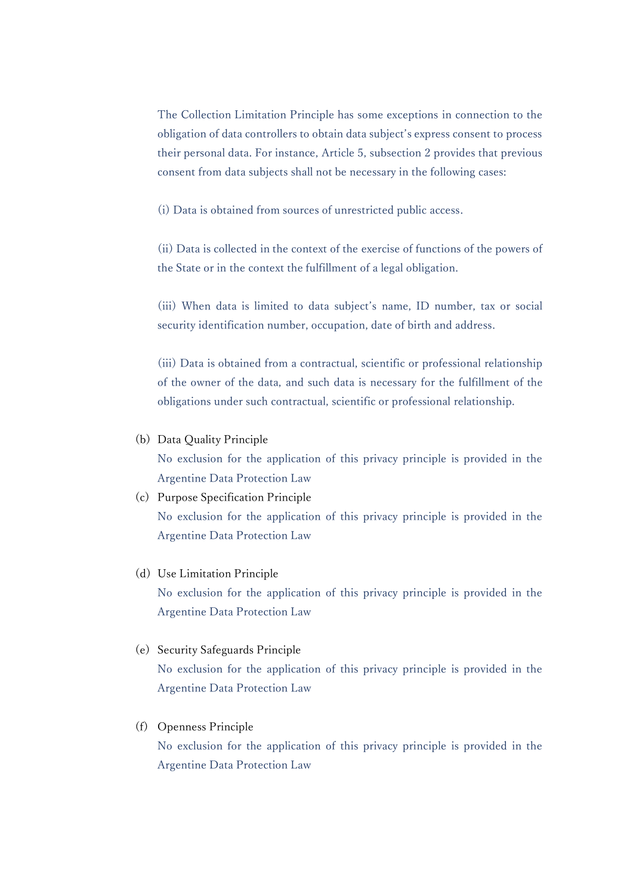The Collection Limitation Principle has some exceptions in connection to the obligation of data controllers to obtain data subject's express consent to process their personal data. For instance, Article 5, subsection 2 provides that previous consent from data subjects shall not be necessary in the following cases:

(i) Data is obtained from sources of unrestricted public access.

(ii) Data is collected in the context of the exercise of functions of the powers of the State or in the context the fulfillment of a legal obligation.

(iii) When data is limited to data subject's name, ID number, tax or social security identification number, occupation, date of birth and address.

(iii) Data is obtained from a contractual, scientific or professional relationship of the owner of the data, and such data is necessary for the fulfillment of the obligations under such contractual, scientific or professional relationship.

(b) Data Quality Principle
No exclusion for the application of this privacy principle is provided in the Argentine Data Protection Law

(c) Purpose Specification Principle
No exclusion for the application of this privacy principle is provided in the Argentine Data Protection Law

(d) Use Limitation Principle
No exclusion for the application of this privacy principle is provided in the Argentine Data Protection Law

(e) Security Safeguards Principle
No exclusion for the application of this privacy principle is provided in the Argentine Data Protection Law

(f) Openness Principle
No exclusion for the application of this privacy principle is provided in the Argentine Data Protection Law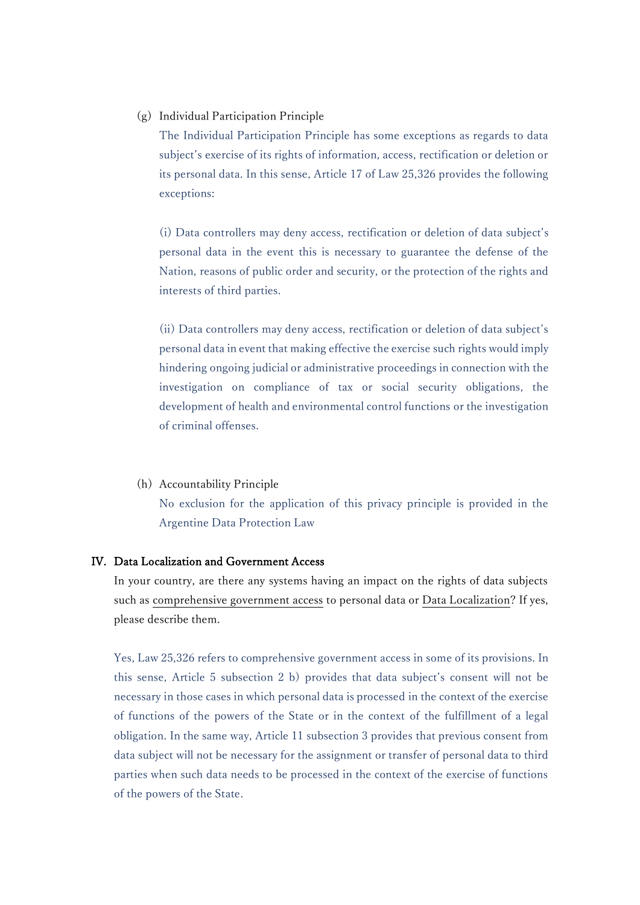(g) Individual Participation Principle

The Individual Participation Principle has some exceptions as regards to data subject's exercise of its rights of information, access, rectification or deletion or its personal data. In this sense, Article 17 of Law 25,326 provides the following exceptions:

(i) Data controllers may deny access, rectification or deletion of data subject's personal data in the event this is necessary to guarantee the defense of the Nation, reasons of public order and security, or the protection of the rights and interests of third parties.

(ii) Data controllers may deny access, rectification or deletion of data subject's personal data in event that making effective the exercise such rights would imply hindering ongoing judicial or administrative proceedings in connection with the investigation on compliance of tax or social security obligations, the development of health and environmental control functions or the investigation of criminal offenses.

(h) Accountability Principle

No exclusion for the application of this privacy principle is provided in the Argentine Data Protection Law

## IV. Data Localization and Government Access

In your country, are there any systems having an impact on the rights of data subjects such as comprehensive government access to personal data or Data Localization? If yes, please describe them.

Yes, Law 25,326 refers to comprehensive government access in some of its provisions. In this sense, Article 5 subsection 2 b) provides that data subject's consent will not be necessary in those cases in which personal data is processed in the context of the exercise of functions of the powers of the State or in the context of the fulfillment of a legal obligation. In the same way, Article 11 subsection 3 provides that previous consent from data subject will not be necessary for the assignment or transfer of personal data to third parties when such data needs to be processed in the context of the exercise of functions of the powers of the State.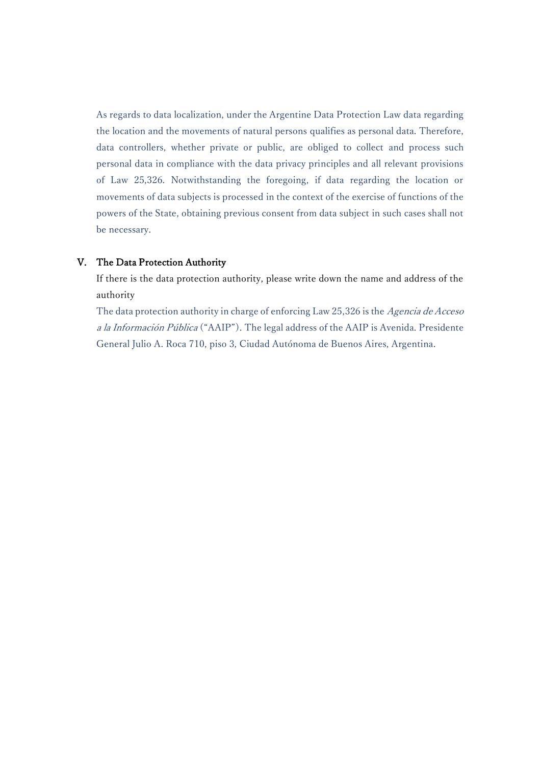As regards to data localization, under the Argentine Data Protection Law data regarding the location and the movements of natural persons qualifies as personal data. Therefore, data controllers, whether private or public, are obliged to collect and process such personal data in compliance with the data privacy principles and all relevant provisions of Law 25,326. Notwithstanding the foregoing, if data regarding the location or movements of data subjects is processed in the context of the exercise of functions of the powers of the State, obtaining previous consent from data subject in such cases shall not be necessary.

## V. The Data Protection Authority

If there is the data protection authority, please write down the name and address of the authority

The data protection authority in charge of enforcing Law 25,326 is the *Agencia de Acceso a la Información Pública* ("AAIP"). The legal address of the AAIP is Avenida. Presidente General Julio A. Roca 710, piso 3, Ciudad Autónoma de Buenos Aires, Argentina.